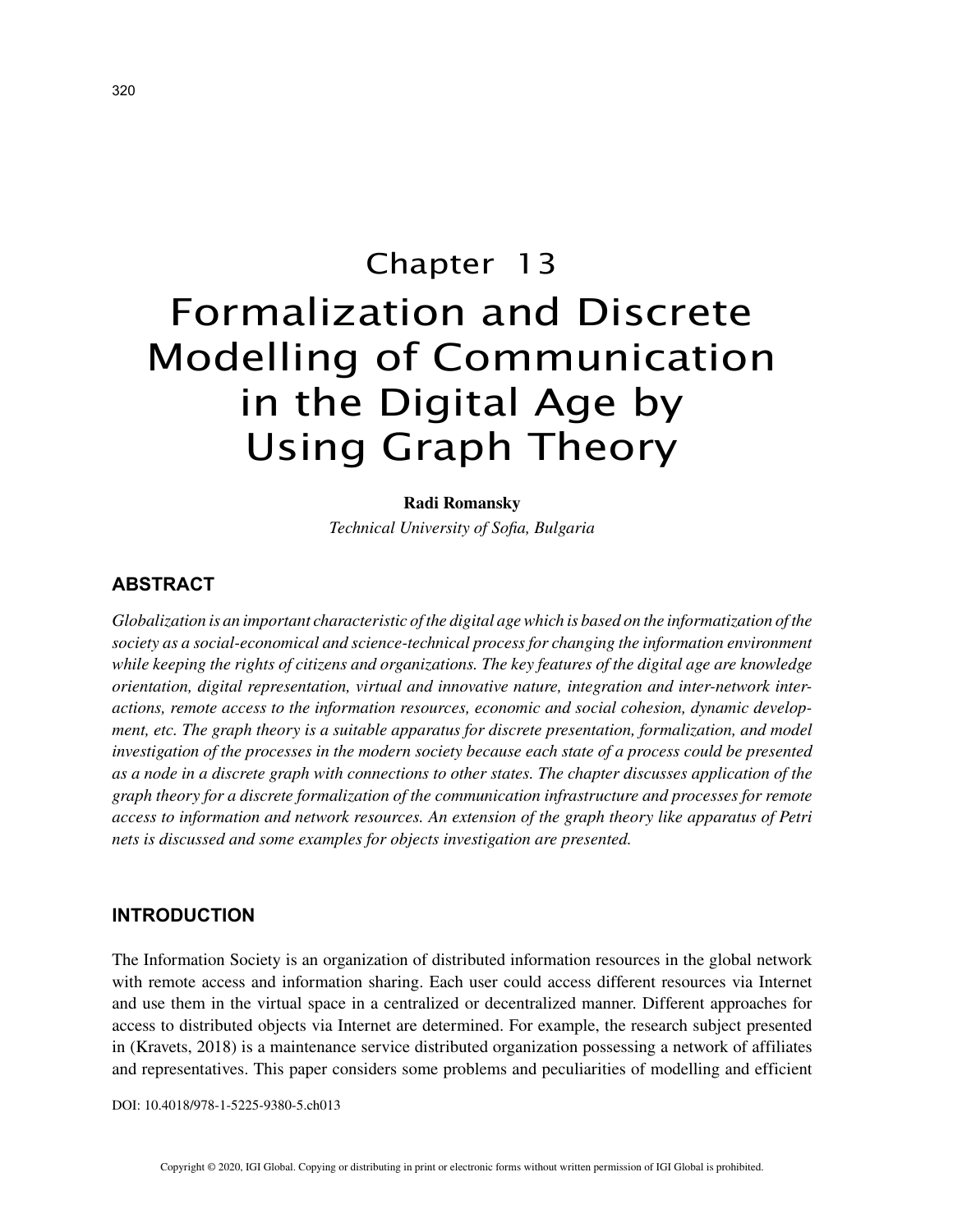# Chapter 13
# Formalization and Discrete Modelling of Communication in the Digital Age by Using Graph Theory

**Radi Romansky**
*Technical University of Sofia, Bulgaria*

## ABSTRACT

*Globalization is an important characteristic of the digital age which is based on the informatization of the society as a social-economical and science-technical process for changing the information environment while keeping the rights of citizens and organizations. The key features of the digital age are knowledge orientation, digital representation, virtual and innovative nature, integration and inter-network interactions, remote access to the information resources, economic and social cohesion, dynamic development, etc. The graph theory is a suitable apparatus for discrete presentation, formalization, and model investigation of the processes in the modern society because each state of a process could be presented as a node in a discrete graph with connections to other states. The chapter discusses application of the graph theory for a discrete formalization of the communication infrastructure and processes for remote access to information and network resources. An extension of the graph theory like apparatus of Petri nets is discussed and some examples for objects investigation are presented.*

## INTRODUCTION

The Information Society is an organization of distributed information resources in the global network with remote access and information sharing. Each user could access different resources via Internet and use them in the virtual space in a centralized or decentralized manner. Different approaches for access to distributed objects via Internet are determined. For example, the research subject presented in (Kravets, 2018) is a maintenance service distributed organization possessing a network of affiliates and representatives. This paper considers some problems and peculiarities of modelling and efficient

DOI: 10.4018/978-1-5225-9380-5.ch013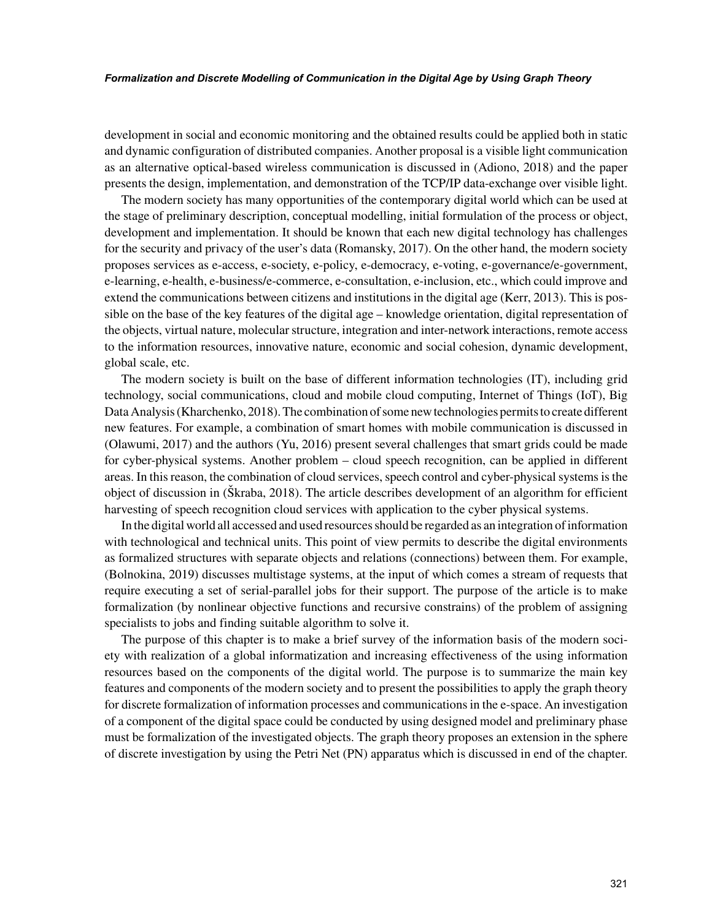development in social and economic monitoring and the obtained results could be applied both in static and dynamic configuration of distributed companies. Another proposal is a visible light communication as an alternative optical-based wireless communication is discussed in (Adiono, 2018) and the paper presents the design, implementation, and demonstration of the TCP/IP data-exchange over visible light.

The modern society has many opportunities of the contemporary digital world which can be used at the stage of preliminary description, conceptual modelling, initial formulation of the process or object, development and implementation. It should be known that each new digital technology has challenges for the security and privacy of the user's data (Romansky, 2017). On the other hand, the modern society proposes services as e-access, e-society, e-policy, e-democracy, e-voting, e-governance/e-government, e-learning, e-health, e-business/e-commerce, e-consultation, e-inclusion, etc., which could improve and extend the communications between citizens and institutions in the digital age (Kerr, 2013). This is possible on the base of the key features of the digital age – knowledge orientation, digital representation of the objects, virtual nature, molecular structure, integration and inter-network interactions, remote access to the information resources, innovative nature, economic and social cohesion, dynamic development, global scale, etc.

The modern society is built on the base of different information technologies (IT), including grid technology, social communications, cloud and mobile cloud computing, Internet of Things (IoT), Big Data Analysis (Kharchenko, 2018). The combination of some new technologies permits to create different new features. For example, a combination of smart homes with mobile communication is discussed in (Olawumi, 2017) and the authors (Yu, 2016) present several challenges that smart grids could be made for cyber-physical systems. Another problem – cloud speech recognition, can be applied in different areas. In this reason, the combination of cloud services, speech control and cyber-physical systems is the object of discussion in (Škraba, 2018). The article describes development of an algorithm for efficient harvesting of speech recognition cloud services with application to the cyber physical systems.

In the digital world all accessed and used resources should be regarded as an integration of information with technological and technical units. This point of view permits to describe the digital environments as formalized structures with separate objects and relations (connections) between them. For example, (Bolnokina, 2019) discusses multistage systems, at the input of which comes a stream of requests that require executing a set of serial-parallel jobs for their support. The purpose of the article is to make formalization (by nonlinear objective functions and recursive constrains) of the problem of assigning specialists to jobs and finding suitable algorithm to solve it.

The purpose of this chapter is to make a brief survey of the information basis of the modern society with realization of a global informatization and increasing effectiveness of the using information resources based on the components of the digital world. The purpose is to summarize the main key features and components of the modern society and to present the possibilities to apply the graph theory for discrete formalization of information processes and communications in the e-space. An investigation of a component of the digital space could be conducted by using designed model and preliminary phase must be formalization of the investigated objects. The graph theory proposes an extension in the sphere of discrete investigation by using the Petri Net (PN) apparatus which is discussed in end of the chapter.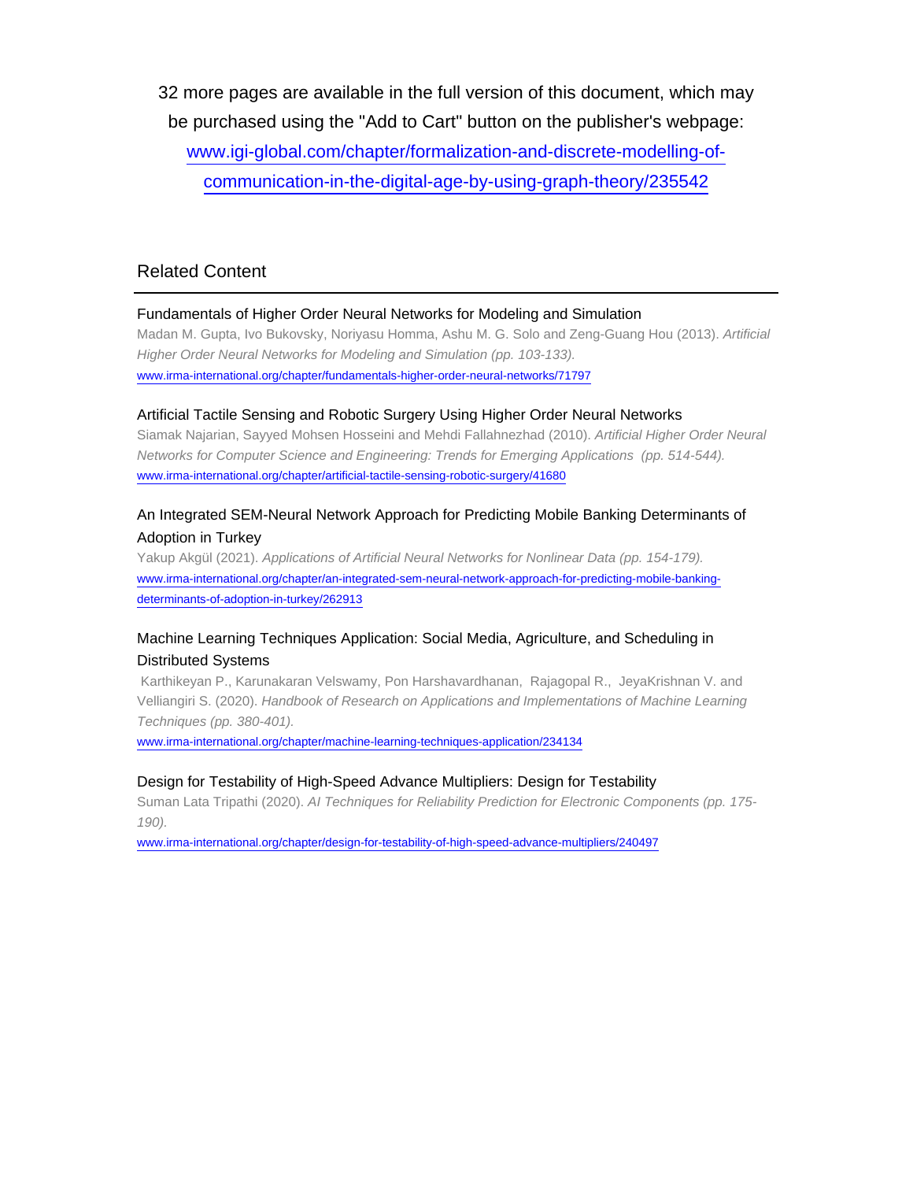32 more pages are available in the full version of this document, which may be purchased using the "Add to Cart" button on the publisher's webpage: [www.igi-global.com/chapter/formalization-and-discrete-modelling-of-communication-in-the-digital-age-by-using-graph-theory/235542](www.igi-global.com/chapter/formalization-and-discrete-modelling-of-communication-in-the-digital-age-by-using-graph-theory/235542)

## Related Content

**Fundamentals of Higher Order Neural Networks for Modeling and Simulation**
Madan M. Gupta, Ivo Bukovsky, Noriyasu Homma, Ashu M. G. Solo and Zeng-Guang Hou (2013). *Artificial Higher Order Neural Networks for Modeling and Simulation (pp. 103-133).*
[www.irma-international.org/chapter/fundamentals-higher-order-neural-networks/71797](www.irma-international.org/chapter/fundamentals-higher-order-neural-networks/71797)

**Artificial Tactile Sensing and Robotic Surgery Using Higher Order Neural Networks**
Siamak Najarian, Sayyed Mohsen Hosseini and Mehdi Fallahnezhad (2010). *Artificial Higher Order Neural Networks for Computer Science and Engineering: Trends for Emerging Applications (pp. 514-544).*
[www.irma-international.org/chapter/artificial-tactile-sensing-robotic-surgery/41680](www.irma-international.org/chapter/artificial-tactile-sensing-robotic-surgery/41680)

**An Integrated SEM-Neural Network Approach for Predicting Mobile Banking Determinants of Adoption in Turkey**
Yakup Akgül (2021). *Applications of Artificial Neural Networks for Nonlinear Data (pp. 154-179).*
[www.irma-international.org/chapter/an-integrated-sem-neural-network-approach-for-predicting-mobile-banking-determinants-of-adoption-in-turkey/262913](www.irma-international.org/chapter/an-integrated-sem-neural-network-approach-for-predicting-mobile-banking-determinants-of-adoption-in-turkey/262913)

**Machine Learning Techniques Application: Social Media, Agriculture, and Scheduling in Distributed Systems**
Karthikeyan P., Karunakaran Velswamy, Pon Harshavardhanan, Rajagopal R., JeyaKrishnan V. and Velliangiri S. (2020). *Handbook of Research on Applications and Implementations of Machine Learning Techniques (pp. 380-401).*
[www.irma-international.org/chapter/machine-learning-techniques-application/234134](www.irma-international.org/chapter/machine-learning-techniques-application/234134)

**Design for Testability of High-Speed Advance Multipliers: Design for Testability**
Suman Lata Tripathi (2020). *AI Techniques for Reliability Prediction for Electronic Components (pp. 175-190).*
[www.irma-international.org/chapter/design-for-testability-of-high-speed-advance-multipliers/240497](www.irma-international.org/chapter/design-for-testability-of-high-speed-advance-multipliers/240497)